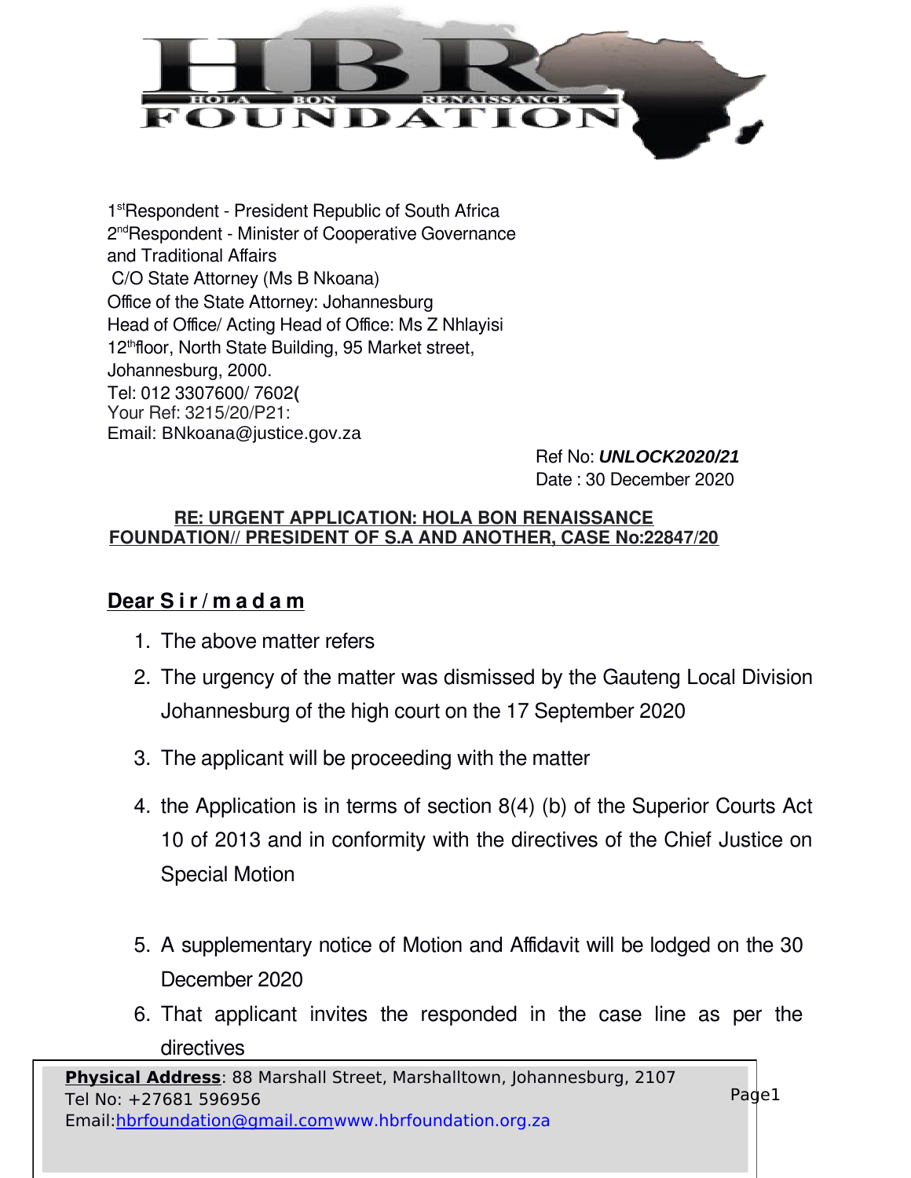HOLA BON RENAISSANCE FOUNDATION

1st Respondent - President Republic of South Africa
2nd Respondent - Minister of Cooperative Governance and Traditional Affairs
C/O State Attorney (Ms B Nkoana)
Office of the State Attorney: Johannesburg
Head of Office/ Acting Head of Office: Ms Z Nhlayisi
12th floor, North State Building, 95 Market street,
Johannesburg, 2000.
Tel: 012 3307600/ 7602(
Your Ref: 3215/20/P21:
Email: BNkoana@justice.gov.za

Ref No: ***UNLOCK2020/21***
Date : 30 December 2020

**RE: URGENT APPLICATION: HOLA BON RENAISSANCE FOUNDATION// PRESIDENT OF S.A AND ANOTHER, CASE No:22847/20**

**Dear Sir/madam**

1. The above matter refers
2. The urgency of the matter was dismissed by the Gauteng Local Division Johannesburg of the high court on the 17 September 2020
3. The applicant will be proceeding with the matter
4. the Application is in terms of section 8(4) (b) of the Superior Courts Act 10 of 2013 and in conformity with the directives of the Chief Justice on Special Motion
5. A supplementary notice of Motion and Affidavit will be lodged on the 30 December 2020
6. That applicant invites the responded in the case line as per the directives

**Physical Address**: 88 Marshall Street, Marshalltown, Johannesburg, 2107
Tel No: +27681 596956
Email: hbrfoundation@gmail.com www.hbrfoundation.org.za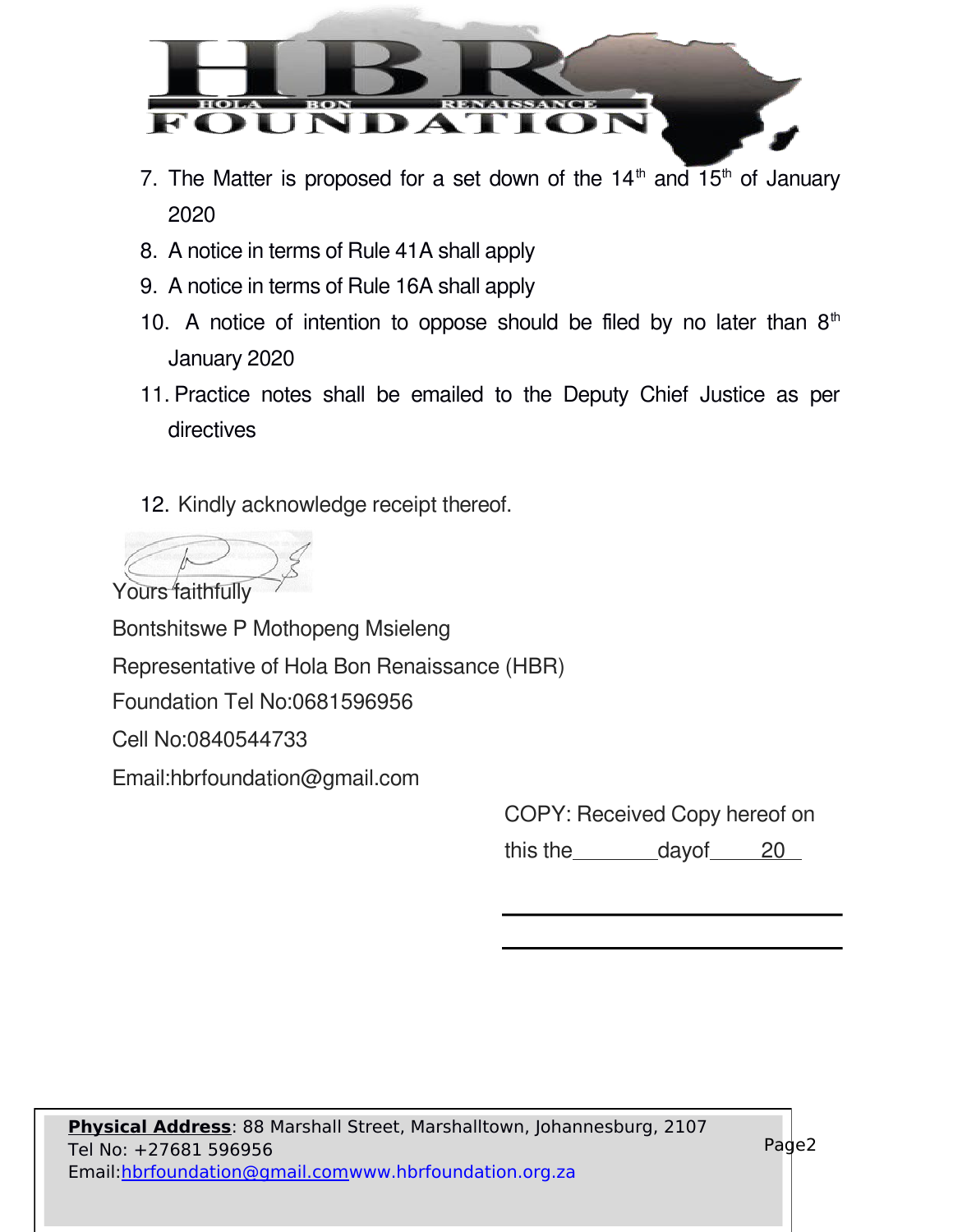7. The Matter is proposed for a set down of the 14th and 15th of January 2020
8. A notice in terms of Rule 41A shall apply
9. A notice in terms of Rule 16A shall apply
10. A notice of intention to oppose should be filed by no later than 8th January 2020
11. Practice notes shall be emailed to the Deputy Chief Justice as per directives

12. Kindly acknowledge receipt thereof.

Yours faithfully

Bontshitswe P Mothopeng Msieleng

Representative of Hola Bon Renaissance (HBR)

Foundation Tel No:0681596956

Cell No:0840544733

Email:hbrfoundation@gmail.com

COPY: Received Copy hereof on

this the________dayof_____20__

________________________________

________________________________

**Physical Address**: 88 Marshall Street, Marshalltown, Johannesburg, 2107
Tel No: +27681 596956
Email:hbrfoundation@gmail.comwww.hbrfoundation.org.za